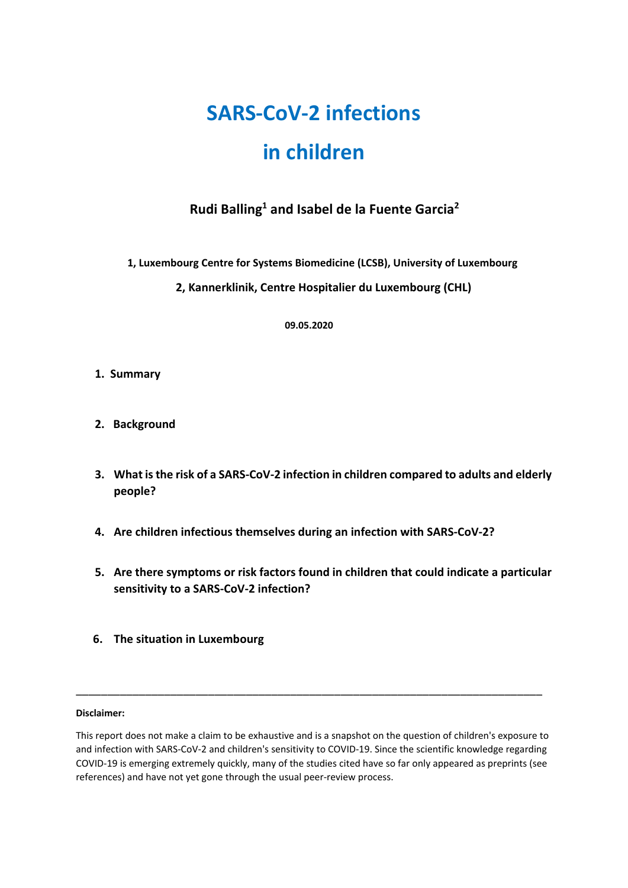# SARS-CoV-2 infections in children

**Rudi Balling[1] and Isabel de la Fuente Garcia[2]**

**1, Luxembourg Centre for Systems Biomedicine (LCSB), University of Luxembourg**

**2, Kannerklinik, Centre Hospitalier du Luxembourg (CHL)**

**09.05.2020**

1. **Summary**
2. **Background**
3. **What is the risk of a SARS-CoV-2 infection in children compared to adults and elderly people?**
4. **Are children infectious themselves during an infection with SARS-CoV-2?**
5. **Are there symptoms or risk factors found in children that could indicate a particular sensitivity to a SARS-CoV-2 infection?**
6. **The situation in Luxembourg**

---

**Disclaimer:**

This report does not make a claim to be exhaustive and is a snapshot on the question of children's exposure to and infection with SARS-CoV-2 and children's sensitivity to COVID-19. Since the scientific knowledge regarding COVID-19 is emerging extremely quickly, many of the studies cited have so far only appeared as preprints (see references) and have not yet gone through the usual peer-review process.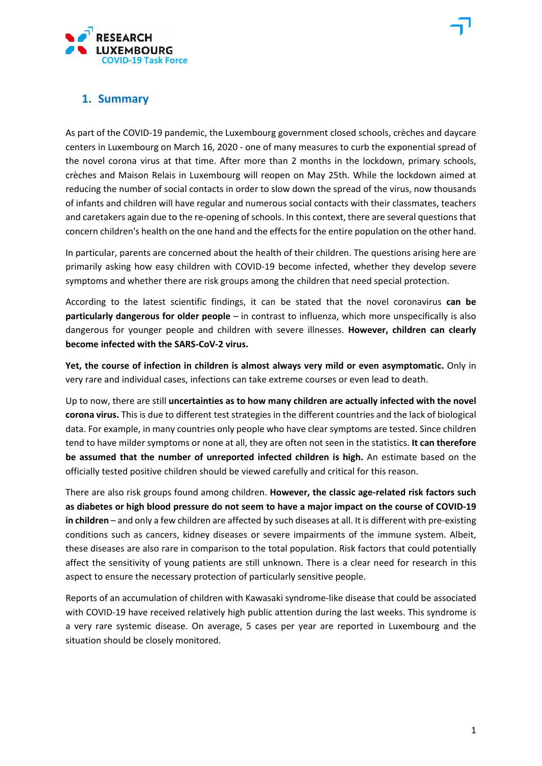## 1. Summary

As part of the COVID-19 pandemic, the Luxembourg government closed schools, crèches and daycare centers in Luxembourg on March 16, 2020 - one of many measures to curb the exponential spread of the novel corona virus at that time. After more than 2 months in the lockdown, primary schools, crèches and Maison Relais in Luxembourg will reopen on May 25th. While the lockdown aimed at reducing the number of social contacts in order to slow down the spread of the virus, now thousands of infants and children will have regular and numerous social contacts with their classmates, teachers and caretakers again due to the re-opening of schools. In this context, there are several questions that concern children's health on the one hand and the effects for the entire population on the other hand.

In particular, parents are concerned about the health of their children. The questions arising here are primarily asking how easy children with COVID-19 become infected, whether they develop severe symptoms and whether there are risk groups among the children that need special protection.

According to the latest scientific findings, it can be stated that the novel coronavirus **can be particularly dangerous for older people** – in contrast to influenza, which more unspecifically is also dangerous for younger people and children with severe illnesses. **However, children can clearly become infected with the SARS-CoV-2 virus.**

**Yet, the course of infection in children is almost always very mild or even asymptomatic.** Only in very rare and individual cases, infections can take extreme courses or even lead to death.

Up to now, there are still **uncertainties as to how many children are actually infected with the novel corona virus.** This is due to different test strategies in the different countries and the lack of biological data. For example, in many countries only people who have clear symptoms are tested. Since children tend to have milder symptoms or none at all, they are often not seen in the statistics. **It can therefore be assumed that the number of unreported infected children is high.** An estimate based on the officially tested positive children should be viewed carefully and critical for this reason.

There are also risk groups found among children. **However, the classic age-related risk factors such as diabetes or high blood pressure do not seem to have a major impact on the course of COVID-19 in children** – and only a few children are affected by such diseases at all. It is different with pre-existing conditions such as cancers, kidney diseases or severe impairments of the immune system. Albeit, these diseases are also rare in comparison to the total population. Risk factors that could potentially affect the sensitivity of young patients are still unknown. There is a clear need for research in this aspect to ensure the necessary protection of particularly sensitive people.

Reports of an accumulation of children with Kawasaki syndrome-like disease that could be associated with COVID-19 have received relatively high public attention during the last weeks. This syndrome is a very rare systemic disease. On average, 5 cases per year are reported in Luxembourg and the situation should be closely monitored.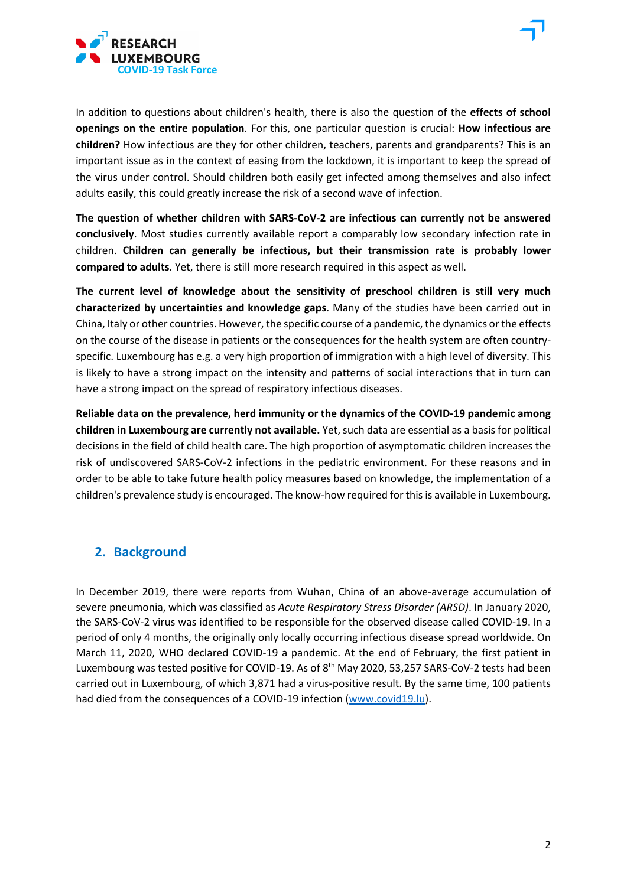In addition to questions about children's health, there is also the question of the **effects of school openings on the entire population**. For this, one particular question is crucial: **How infectious are children?** How infectious are they for other children, teachers, parents and grandparents? This is an important issue as in the context of easing from the lockdown, it is important to keep the spread of the virus under control. Should children both easily get infected among themselves and also infect adults easily, this could greatly increase the risk of a second wave of infection.

**The question of whether children with SARS-CoV-2 are infectious can currently not be answered conclusively**. Most studies currently available report a comparably low secondary infection rate in children. **Children can generally be infectious, but their transmission rate is probably lower compared to adults**. Yet, there is still more research required in this aspect as well.

**The current level of knowledge about the sensitivity of preschool children is still very much characterized by uncertainties and knowledge gaps**. Many of the studies have been carried out in China, Italy or other countries. However, the specific course of a pandemic, the dynamics or the effects on the course of the disease in patients or the consequences for the health system are often country-specific. Luxembourg has e.g. a very high proportion of immigration with a high level of diversity. This is likely to have a strong impact on the intensity and patterns of social interactions that in turn can have a strong impact on the spread of respiratory infectious diseases.

**Reliable data on the prevalence, herd immunity or the dynamics of the COVID-19 pandemic among children in Luxembourg are currently not available.** Yet, such data are essential as a basis for political decisions in the field of child health care. The high proportion of asymptomatic children increases the risk of undiscovered SARS-CoV-2 infections in the pediatric environment. For these reasons and in order to be able to take future health policy measures based on knowledge, the implementation of a children's prevalence study is encouraged. The know-how required for this is available in Luxembourg.

## 2. Background

In December 2019, there were reports from Wuhan, China of an above-average accumulation of severe pneumonia, which was classified as *Acute Respiratory Stress Disorder (ARSD)*. In January 2020, the SARS-CoV-2 virus was identified to be responsible for the observed disease called COVID-19. In a period of only 4 months, the originally only locally occurring infectious disease spread worldwide. On March 11, 2020, WHO declared COVID-19 a pandemic. At the end of February, the first patient in Luxembourg was tested positive for COVID-19. As of 8th May 2020, 53,257 SARS-CoV-2 tests had been carried out in Luxembourg, of which 3,871 had a virus-positive result. By the same time, 100 patients had died from the consequences of a COVID-19 infection (www.covid19.lu).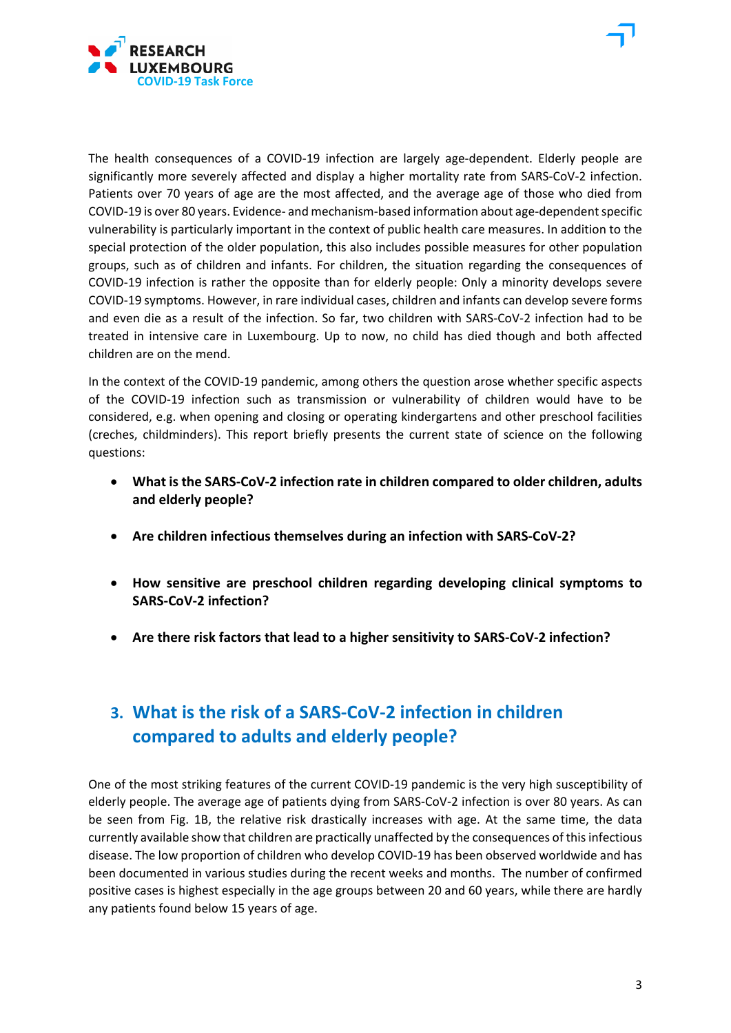The health consequences of a COVID-19 infection are largely age-dependent. Elderly people are significantly more severely affected and display a higher mortality rate from SARS-CoV-2 infection. Patients over 70 years of age are the most affected, and the average age of those who died from COVID-19 is over 80 years. Evidence- and mechanism-based information about age-dependent specific vulnerability is particularly important in the context of public health care measures. In addition to the special protection of the older population, this also includes possible measures for other population groups, such as of children and infants. For children, the situation regarding the consequences of COVID-19 infection is rather the opposite than for elderly people: Only a minority develops severe COVID-19 symptoms. However, in rare individual cases, children and infants can develop severe forms and even die as a result of the infection. So far, two children with SARS-CoV-2 infection had to be treated in intensive care in Luxembourg. Up to now, no child has died though and both affected children are on the mend.

In the context of the COVID-19 pandemic, among others the question arose whether specific aspects of the COVID-19 infection such as transmission or vulnerability of children would have to be considered, e.g. when opening and closing or operating kindergartens and other preschool facilities (creches, childminders). This report briefly presents the current state of science on the following questions:

- **What is the SARS-CoV-2 infection rate in children compared to older children, adults and elderly people?**
- **Are children infectious themselves during an infection with SARS-CoV-2?**
- **How sensitive are preschool children regarding developing clinical symptoms to SARS-CoV-2 infection?**
- **Are there risk factors that lead to a higher sensitivity to SARS-CoV-2 infection?**

## 3. What is the risk of a SARS-CoV-2 infection in children compared to adults and elderly people?

One of the most striking features of the current COVID-19 pandemic is the very high susceptibility of elderly people. The average age of patients dying from SARS-CoV-2 infection is over 80 years. As can be seen from Fig. 1B, the relative risk drastically increases with age. At the same time, the data currently available show that children are practically unaffected by the consequences of this infectious disease. The low proportion of children who develop COVID-19 has been observed worldwide and has been documented in various studies during the recent weeks and months. The number of confirmed positive cases is highest especially in the age groups between 20 and 60 years, while there are hardly any patients found below 15 years of age.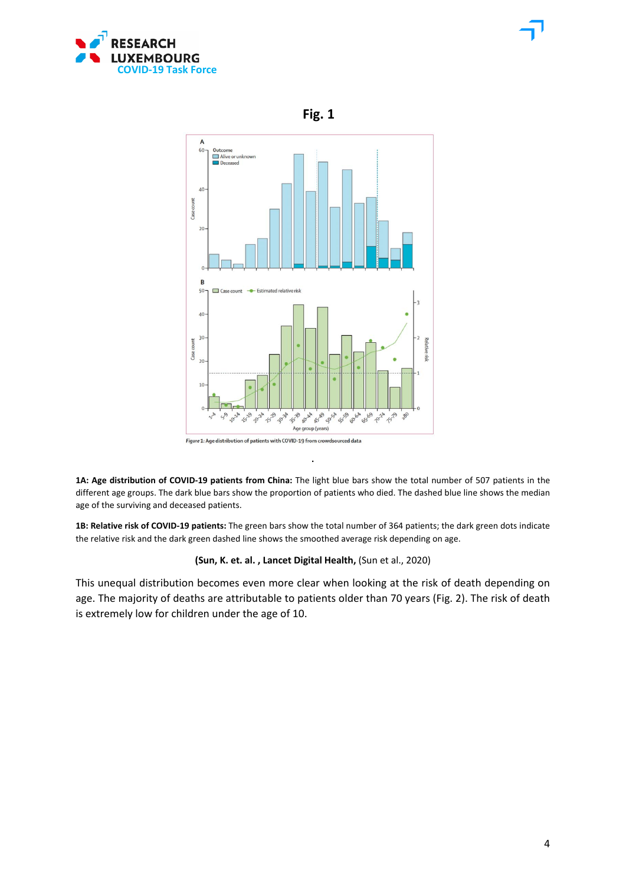**Fig. 1**

Figure 1: Age distribution of patients with COVID-19 from crowdsourced data

**1A: Age distribution of COVID-19 patients from China:** The light blue bars show the total number of 507 patients in the different age groups. The dark blue bars show the proportion of patients who died. The dashed blue line shows the median age of the surviving and deceased patients.

**1B: Relative risk of COVID-19 patients:** The green bars show the total number of 364 patients; the dark green dots indicate the relative risk and the dark green dashed line shows the smoothed average risk depending on age.

**(Sun, K. et. al. , Lancet Digital Health,** (Sun et al., 2020)

This unequal distribution becomes even more clear when looking at the risk of death depending on age. The majority of deaths are attributable to patients older than 70 years (Fig. 2). The risk of death is extremely low for children under the age of 10.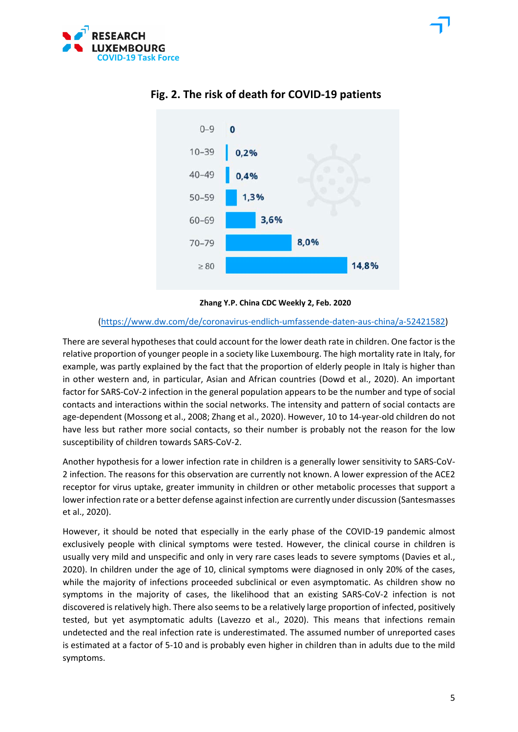## Fig. 2. The risk of death for COVID-19 patients

| Age | Risk of death |
|---|---|
| 0–9 | 0 |
| 10–39 | 0,2% |
| 40–49 | 0,4% |
| 50–59 | 1,3% |
| 60–69 | 3,6% |
| 70–79 | 8,0% |
| ≥ 80 | 14,8% |

**Zhang Y.P. China CDC Weekly 2, Feb. 2020**

(https://www.dw.com/de/coronavirus-endlich-umfassende-daten-aus-china/a-52421582)

There are several hypotheses that could account for the lower death rate in children. One factor is the relative proportion of younger people in a society like Luxembourg. The high mortality rate in Italy, for example, was partly explained by the fact that the proportion of elderly people in Italy is higher than in other western and, in particular, Asian and African countries (Dowd et al., 2020). An important factor for SARS-CoV-2 infection in the general population appears to be the number and type of social contacts and interactions within the social networks. The intensity and pattern of social contacts are age-dependent (Mossong et al., 2008; Zhang et al., 2020). However, 10 to 14-year-old children do not have less but rather more social contacts, so their number is probably not the reason for the low susceptibility of children towards SARS-CoV-2.

Another hypothesis for a lower infection rate in children is a generally lower sensitivity to SARS-CoV-2 infection. The reasons for this observation are currently not known. A lower expression of the ACE2 receptor for virus uptake, greater immunity in children or other metabolic processes that support a lower infection rate or a better defense against infection are currently under discussion (Santesmasses et al., 2020).

However, it should be noted that especially in the early phase of the COVID-19 pandemic almost exclusively people with clinical symptoms were tested. However, the clinical course in children is usually very mild and unspecific and only in very rare cases leads to severe symptoms (Davies et al., 2020). In children under the age of 10, clinical symptoms were diagnosed in only 20% of the cases, while the majority of infections proceeded subclinical or even asymptomatic. As children show no symptoms in the majority of cases, the likelihood that an existing SARS-CoV-2 infection is not discovered is relatively high. There also seems to be a relatively large proportion of infected, positively tested, but yet asymptomatic adults (Lavezzo et al., 2020). This means that infections remain undetected and the real infection rate is underestimated. The assumed number of unreported cases is estimated at a factor of 5-10 and is probably even higher in children than in adults due to the mild symptoms.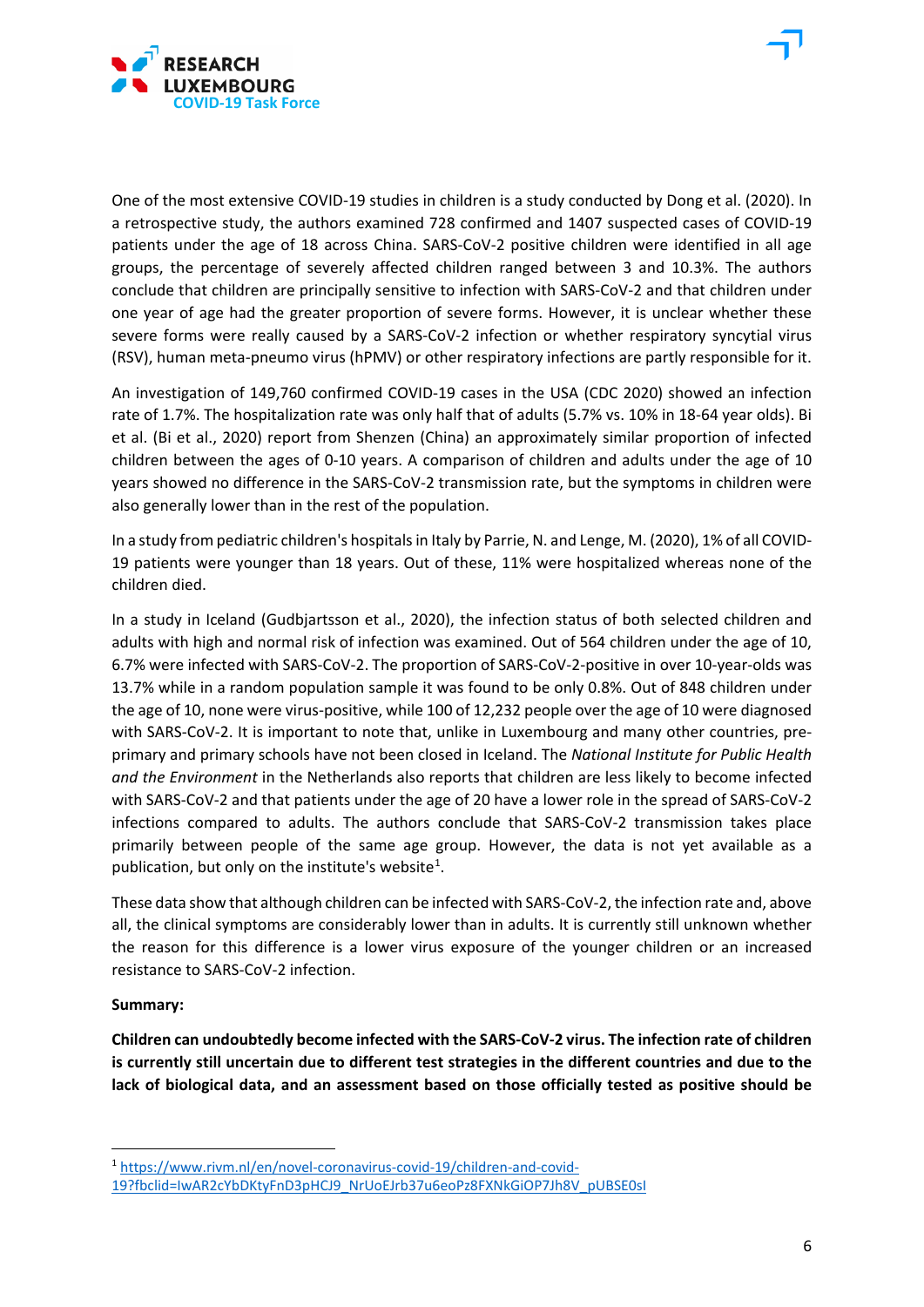One of the most extensive COVID-19 studies in children is a study conducted by Dong et al. (2020). In a retrospective study, the authors examined 728 confirmed and 1407 suspected cases of COVID-19 patients under the age of 18 across China. SARS-CoV-2 positive children were identified in all age groups, the percentage of severely affected children ranged between 3 and 10.3%. The authors conclude that children are principally sensitive to infection with SARS-CoV-2 and that children under one year of age had the greater proportion of severe forms. However, it is unclear whether these severe forms were really caused by a SARS-CoV-2 infection or whether respiratory syncytial virus (RSV), human meta-pneumo virus (hPMV) or other respiratory infections are partly responsible for it.

An investigation of 149,760 confirmed COVID-19 cases in the USA (CDC 2020) showed an infection rate of 1.7%. The hospitalization rate was only half that of adults (5.7% vs. 10% in 18-64 year olds). Bi et al. (Bi et al., 2020) report from Shenzen (China) an approximately similar proportion of infected children between the ages of 0-10 years. A comparison of children and adults under the age of 10 years showed no difference in the SARS-CoV-2 transmission rate, but the symptoms in children were also generally lower than in the rest of the population.

In a study from pediatric children's hospitals in Italy by Parrie, N. and Lenge, M. (2020), 1% of all COVID-19 patients were younger than 18 years. Out of these, 11% were hospitalized whereas none of the children died.

In a study in Iceland (Gudbjartsson et al., 2020), the infection status of both selected children and adults with high and normal risk of infection was examined. Out of 564 children under the age of 10, 6.7% were infected with SARS-CoV-2. The proportion of SARS-CoV-2-positive in over 10-year-olds was 13.7% while in a random population sample it was found to be only 0.8%. Out of 848 children under the age of 10, none were virus-positive, while 100 of 12,232 people over the age of 10 were diagnosed with SARS-CoV-2. It is important to note that, unlike in Luxembourg and many other countries, pre-primary and primary schools have not been closed in Iceland. The *National Institute for Public Health and the Environment* in the Netherlands also reports that children are less likely to become infected with SARS-CoV-2 and that patients under the age of 20 have a lower role in the spread of SARS-CoV-2 infections compared to adults. The authors conclude that SARS-CoV-2 transmission takes place primarily between people of the same age group. However, the data is not yet available as a publication, but only on the institute's website[1].

These data show that although children can be infected with SARS-CoV-2, the infection rate and, above all, the clinical symptoms are considerably lower than in adults. It is currently still unknown whether the reason for this difference is a lower virus exposure of the younger children or an increased resistance to SARS-CoV-2 infection.

**Summary:**

**Children can undoubtedly become infected with the SARS-CoV-2 virus. The infection rate of children is currently still uncertain due to different test strategies in the different countries and due to the lack of biological data, and an assessment based on those officially tested as positive should be**

[1] https://www.rivm.nl/en/novel-coronavirus-covid-19/children-and-covid-19?fbclid=IwAR2cYbDKtyFnD3pHCJ9_NrUoEJrb37u6eoPz8FXNkGiOP7Jh8V_pUBSE0sI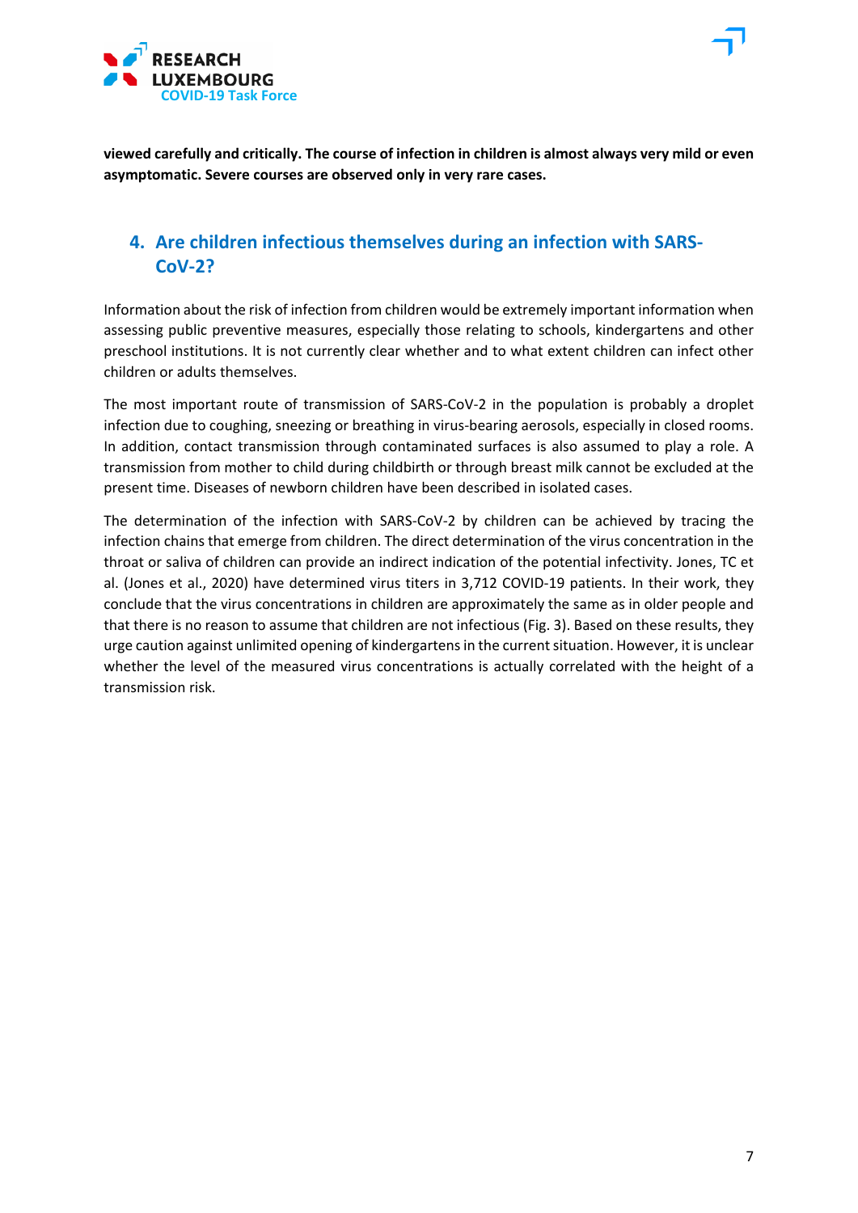**viewed carefully and critically. The course of infection in children is almost always very mild or even asymptomatic. Severe courses are observed only in very rare cases.**

## 4. Are children infectious themselves during an infection with SARS-CoV-2?

Information about the risk of infection from children would be extremely important information when assessing public preventive measures, especially those relating to schools, kindergartens and other preschool institutions. It is not currently clear whether and to what extent children can infect other children or adults themselves.

The most important route of transmission of SARS-CoV-2 in the population is probably a droplet infection due to coughing, sneezing or breathing in virus-bearing aerosols, especially in closed rooms. In addition, contact transmission through contaminated surfaces is also assumed to play a role. A transmission from mother to child during childbirth or through breast milk cannot be excluded at the present time. Diseases of newborn children have been described in isolated cases.

The determination of the infection with SARS-CoV-2 by children can be achieved by tracing the infection chains that emerge from children. The direct determination of the virus concentration in the throat or saliva of children can provide an indirect indication of the potential infectivity. Jones, TC et al. (Jones et al., 2020) have determined virus titers in 3,712 COVID-19 patients. In their work, they conclude that the virus concentrations in children are approximately the same as in older people and that there is no reason to assume that children are not infectious (Fig. 3). Based on these results, they urge caution against unlimited opening of kindergartens in the current situation. However, it is unclear whether the level of the measured virus concentrations is actually correlated with the height of a transmission risk.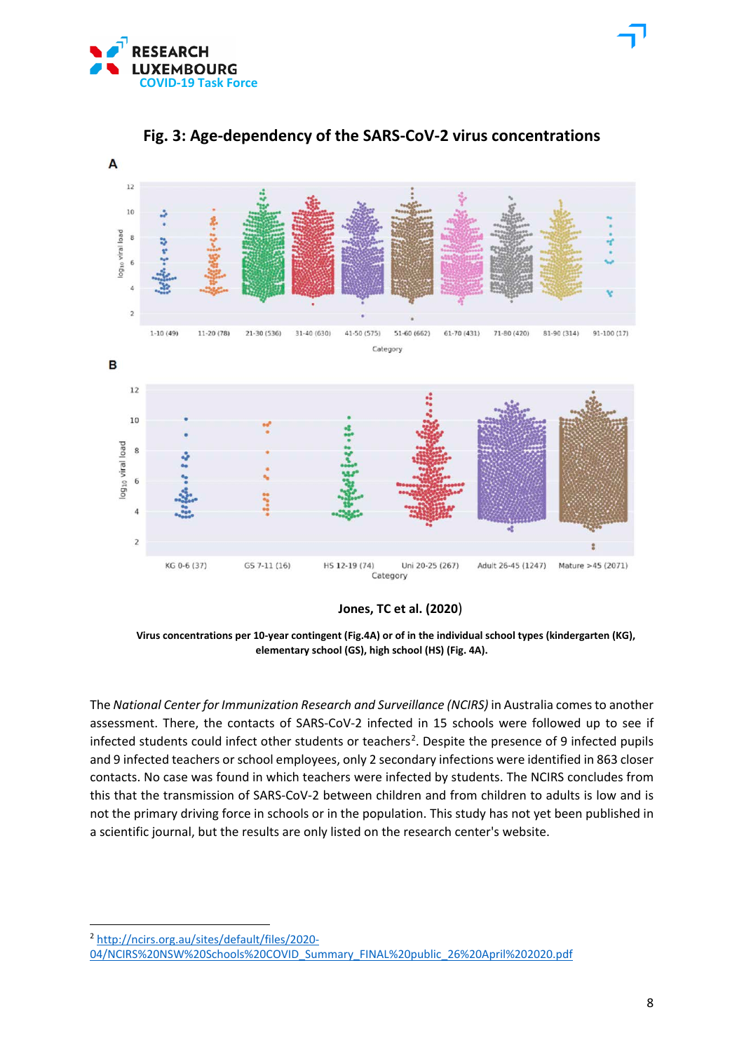## Fig. 3: Age-dependency of the SARS-CoV-2 virus concentrations

**Jones, TC et al. (2020)**

**Virus concentrations per 10-year contingent (Fig.4A) or of in the individual school types (kindergarten (KG), elementary school (GS), high school (HS) (Fig. 4A).**

The *National Center for Immunization Research and Surveillance (NCIRS)* in Australia comes to another assessment. There, the contacts of SARS-CoV-2 infected in 15 schools were followed up to see if infected students could infect other students or teachers[2]. Despite the presence of 9 infected pupils and 9 infected teachers or school employees, only 2 secondary infections were identified in 863 closer contacts. No case was found in which teachers were infected by students. The NCIRS concludes from this that the transmission of SARS-CoV-2 between children and from children to adults is low and is not the primary driving force in schools or in the population. This study has not yet been published in a scientific journal, but the results are only listed on the research center's website.

---

[2] http://ncirs.org.au/sites/default/files/2020-04/NCIRS%20NSW%20Schools%20COVID_Summary_FINAL%20public_26%20April%202020.pdf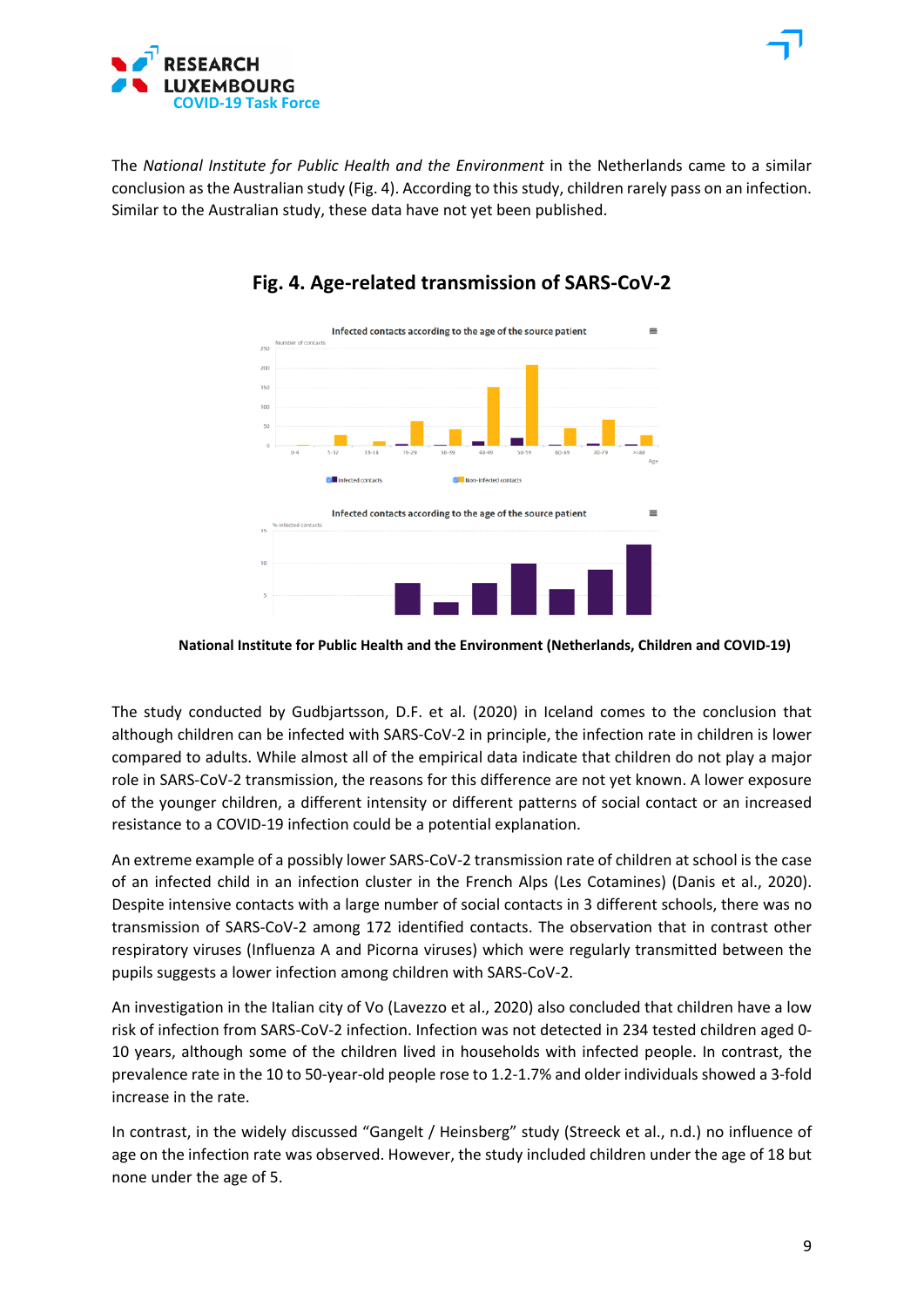The *National Institute for Public Health and the Environment* in the Netherlands came to a similar conclusion as the Australian study (Fig. 4). According to this study, children rarely pass on an infection. Similar to the Australian study, these data have not yet been published.

## Fig. 4. Age-related transmission of SARS-CoV-2

**National Institute for Public Health and the Environment (Netherlands, Children and COVID-19)**

The study conducted by Gudbjartsson, D.F. et al. (2020) in Iceland comes to the conclusion that although children can be infected with SARS-CoV-2 in principle, the infection rate in children is lower compared to adults. While almost all of the empirical data indicate that children do not play a major role in SARS-CoV-2 transmission, the reasons for this difference are not yet known. A lower exposure of the younger children, a different intensity or different patterns of social contact or an increased resistance to a COVID-19 infection could be a potential explanation.

An extreme example of a possibly lower SARS-CoV-2 transmission rate of children at school is the case of an infected child in an infection cluster in the French Alps (Les Cotamines) (Danis et al., 2020). Despite intensive contacts with a large number of social contacts in 3 different schools, there was no transmission of SARS-CoV-2 among 172 identified contacts. The observation that in contrast other respiratory viruses (Influenza A and Picorna viruses) which were regularly transmitted between the pupils suggests a lower infection among children with SARS-CoV-2.

An investigation in the Italian city of Vo (Lavezzo et al., 2020) also concluded that children have a low risk of infection from SARS-CoV-2 infection. Infection was not detected in 234 tested children aged 0-10 years, although some of the children lived in households with infected people. In contrast, the prevalence rate in the 10 to 50-year-old people rose to 1.2-1.7% and older individuals showed a 3-fold increase in the rate.

In contrast, in the widely discussed "Gangelt / Heinsberg" study (Streeck et al., n.d.) no influence of age on the infection rate was observed. However, the study included children under the age of 18 but none under the age of 5.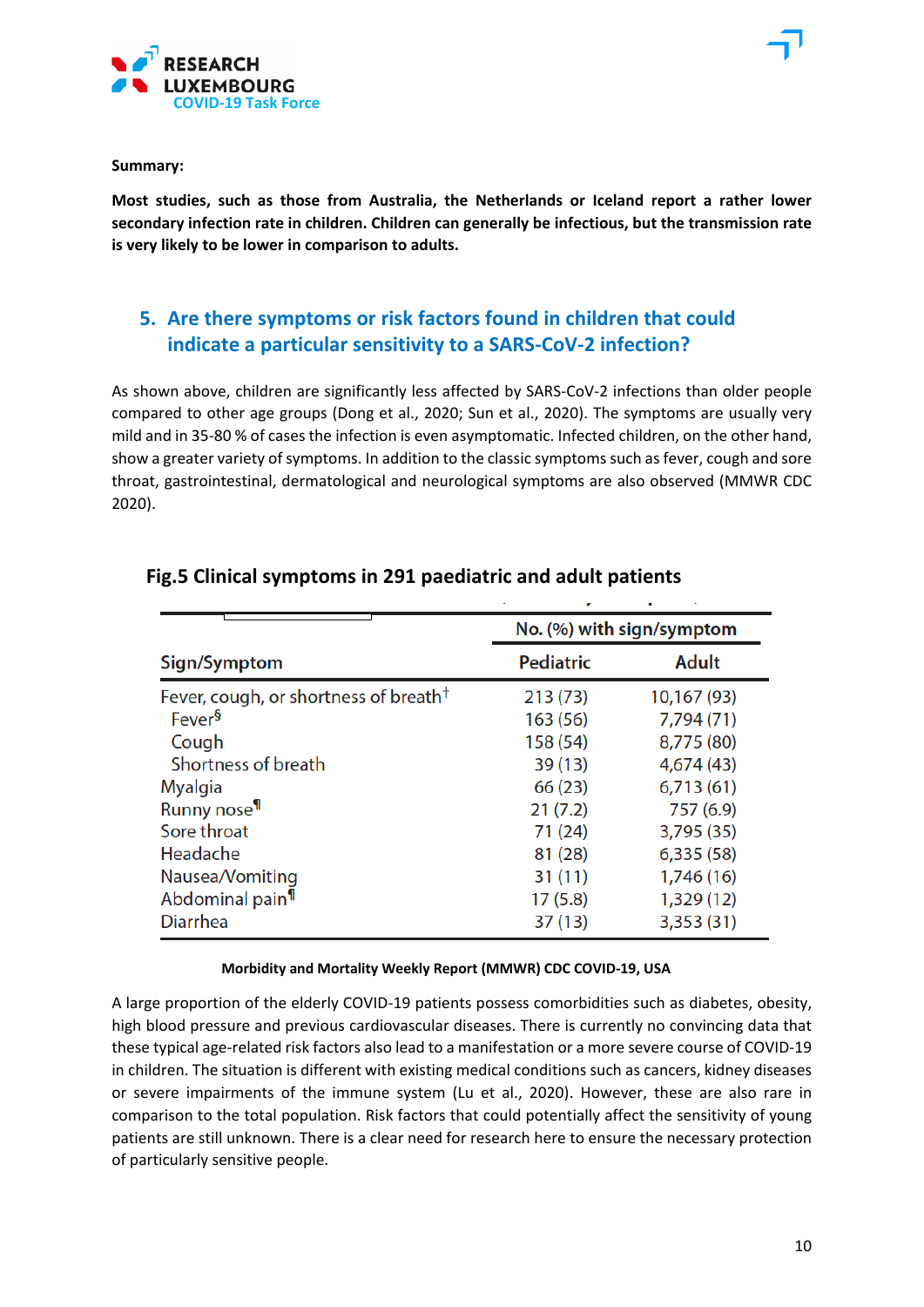**Summary:**

**Most studies, such as those from Australia, the Netherlands or Iceland report a rather lower secondary infection rate in children. Children can generally be infectious, but the transmission rate is very likely to be lower in comparison to adults.**

## 5. Are there symptoms or risk factors found in children that could indicate a particular sensitivity to a SARS-CoV-2 infection?

As shown above, children are significantly less affected by SARS-CoV-2 infections than older people compared to other age groups (Dong et al., 2020; Sun et al., 2020). The symptoms are usually very mild and in 35-80 % of cases the infection is even asymptomatic. Infected children, on the other hand, show a greater variety of symptoms. In addition to the classic symptoms such as fever, cough and sore throat, gastrointestinal, dermatological and neurological symptoms are also observed (MMWR CDC 2020).

**Fig.5 Clinical symptoms in 291 paediatric and adult patients**

| Sign/Symptom | No. (%) with sign/symptom | |
|---|---|---|
| | Pediatric | Adult |
| Fever, cough, or shortness of breath† | 213 (73) | 10,167 (93) |
| Fever§ | 163 (56) | 7,794 (71) |
| Cough | 158 (54) | 8,775 (80) |
| Shortness of breath | 39 (13) | 4,674 (43) |
| Myalgia | 66 (23) | 6,713 (61) |
| Runny nose¶ | 21 (7.2) | 757 (6.9) |
| Sore throat | 71 (24) | 3,795 (35) |
| Headache | 81 (28) | 6,335 (58) |
| Nausea/Vomiting | 31 (11) | 1,746 (16) |
| Abdominal pain¶ | 17 (5.8) | 1,329 (12) |
| Diarrhea | 37 (13) | 3,353 (31) |

**Morbidity and Mortality Weekly Report (MMWR) CDC COVID-19, USA**

A large proportion of the elderly COVID-19 patients possess comorbidities such as diabetes, obesity, high blood pressure and previous cardiovascular diseases. There is currently no convincing data that these typical age-related risk factors also lead to a manifestation or a more severe course of COVID-19 in children. The situation is different with existing medical conditions such as cancers, kidney diseases or severe impairments of the immune system (Lu et al., 2020). However, these are also rare in comparison to the total population. Risk factors that could potentially affect the sensitivity of young patients are still unknown. There is a clear need for research here to ensure the necessary protection of particularly sensitive people.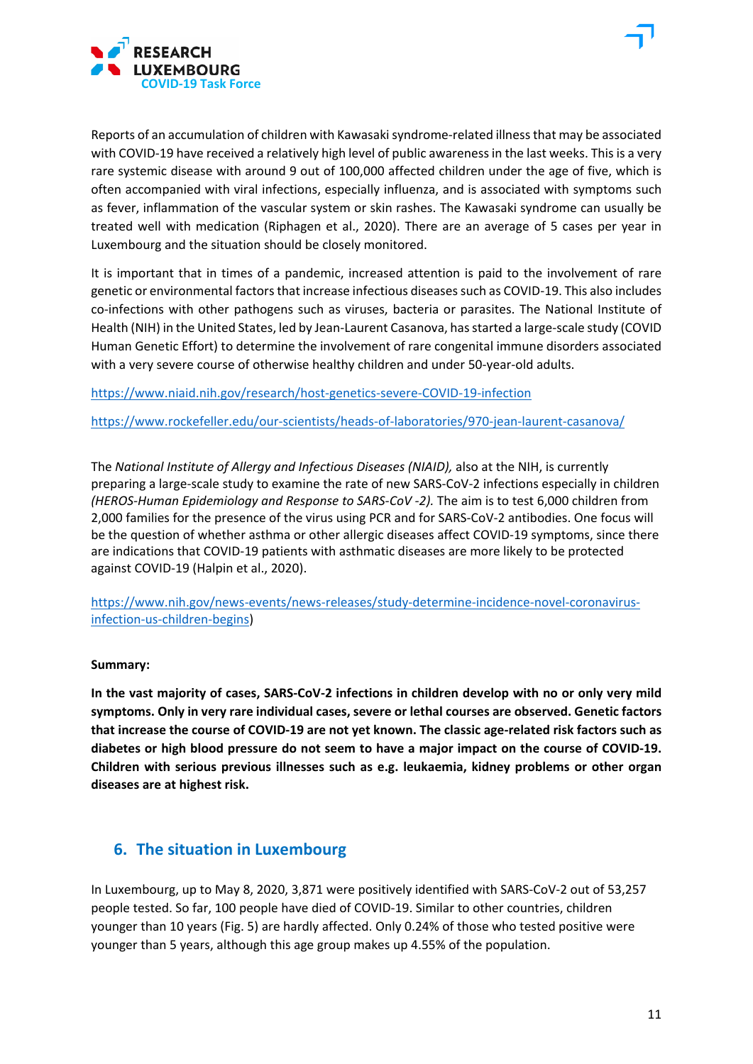Reports of an accumulation of children with Kawasaki syndrome-related illness that may be associated with COVID-19 have received a relatively high level of public awareness in the last weeks. This is a very rare systemic disease with around 9 out of 100,000 affected children under the age of five, which is often accompanied with viral infections, especially influenza, and is associated with symptoms such as fever, inflammation of the vascular system or skin rashes. The Kawasaki syndrome can usually be treated well with medication (Riphagen et al., 2020). There are an average of 5 cases per year in Luxembourg and the situation should be closely monitored.

It is important that in times of a pandemic, increased attention is paid to the involvement of rare genetic or environmental factors that increase infectious diseases such as COVID-19. This also includes co-infections with other pathogens such as viruses, bacteria or parasites. The National Institute of Health (NIH) in the United States, led by Jean-Laurent Casanova, has started a large-scale study (COVID Human Genetic Effort) to determine the involvement of rare congenital immune disorders associated with a very severe course of otherwise healthy children and under 50-year-old adults.

https://www.niaid.nih.gov/research/host-genetics-severe-COVID-19-infection

https://www.rockefeller.edu/our-scientists/heads-of-laboratories/970-jean-laurent-casanova/

The *National Institute of Allergy and Infectious Diseases (NIAID),* also at the NIH, is currently preparing a large-scale study to examine the rate of new SARS-CoV-2 infections especially in children *(HEROS-Human Epidemiology and Response to SARS-CoV -2).* The aim is to test 6,000 children from 2,000 families for the presence of the virus using PCR and for SARS-CoV-2 antibodies. One focus will be the question of whether asthma or other allergic diseases affect COVID-19 symptoms, since there are indications that COVID-19 patients with asthmatic diseases are more likely to be protected against COVID-19 (Halpin et al., 2020).

https://www.nih.gov/news-events/news-releases/study-determine-incidence-novel-coronavirus-infection-us-children-begins)

**Summary:**

**In the vast majority of cases, SARS-CoV-2 infections in children develop with no or only very mild symptoms. Only in very rare individual cases, severe or lethal courses are observed. Genetic factors that increase the course of COVID-19 are not yet known. The classic age-related risk factors such as diabetes or high blood pressure do not seem to have a major impact on the course of COVID-19. Children with serious previous illnesses such as e.g. leukaemia, kidney problems or other organ diseases are at highest risk.**

## 6. The situation in Luxembourg

In Luxembourg, up to May 8, 2020, 3,871 were positively identified with SARS-CoV-2 out of 53,257 people tested. So far, 100 people have died of COVID-19. Similar to other countries, children younger than 10 years (Fig. 5) are hardly affected. Only 0.24% of those who tested positive were younger than 5 years, although this age group makes up 4.55% of the population.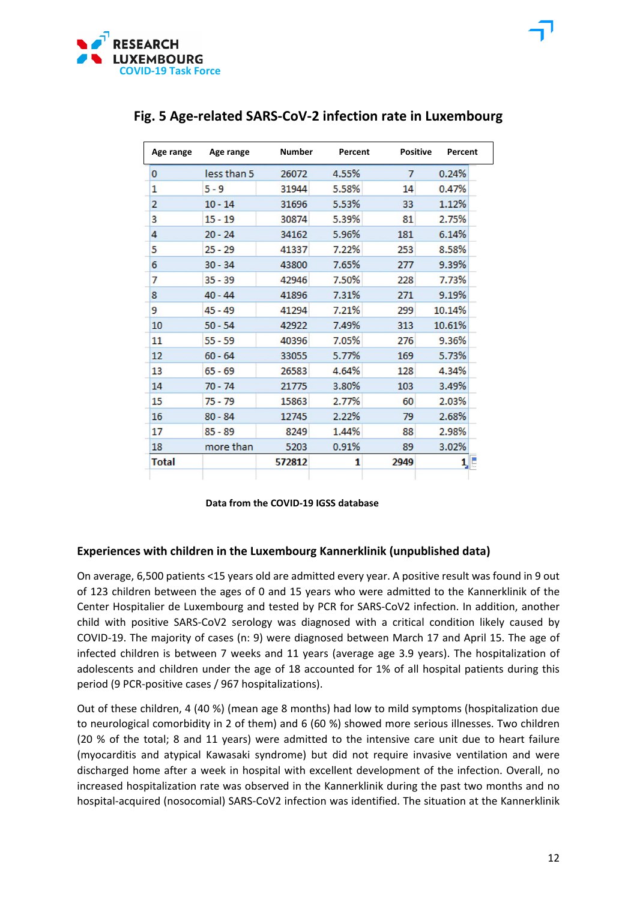## Fig. 5 Age-related SARS-CoV-2 infection rate in Luxembourg

| Age range | Age range | Number | Percent | Positive | Percent |
|---|---|---|---|---|---|
| 0 | less than 5 | 26072 | 4.55% | 7 | 0.24% |
| 1 | 5 - 9 | 31944 | 5.58% | 14 | 0.47% |
| 2 | 10 - 14 | 31696 | 5.53% | 33 | 1.12% |
| 3 | 15 - 19 | 30874 | 5.39% | 81 | 2.75% |
| 4 | 20 - 24 | 34162 | 5.96% | 181 | 6.14% |
| 5 | 25 - 29 | 41337 | 7.22% | 253 | 8.58% |
| 6 | 30 - 34 | 43800 | 7.65% | 277 | 9.39% |
| 7 | 35 - 39 | 42946 | 7.50% | 228 | 7.73% |
| 8 | 40 - 44 | 41896 | 7.31% | 271 | 9.19% |
| 9 | 45 - 49 | 41294 | 7.21% | 299 | 10.14% |
| 10 | 50 - 54 | 42922 | 7.49% | 313 | 10.61% |
| 11 | 55 - 59 | 40396 | 7.05% | 276 | 9.36% |
| 12 | 60 - 64 | 33055 | 5.77% | 169 | 5.73% |
| 13 | 65 - 69 | 26583 | 4.64% | 128 | 4.34% |
| 14 | 70 - 74 | 21775 | 3.80% | 103 | 3.49% |
| 15 | 75 - 79 | 15863 | 2.77% | 60 | 2.03% |
| 16 | 80 - 84 | 12745 | 2.22% | 79 | 2.68% |
| 17 | 85 - 89 | 8249 | 1.44% | 88 | 2.98% |
| 18 | more than | 5203 | 0.91% | 89 | 3.02% |
| **Total** | | **572812** | **1** | **2949** | **1** |

**Data from the COVID-19 IGSS database**

### Experiences with children in the Luxembourg Kannerklinik (unpublished data)

On average, 6,500 patients <15 years old are admitted every year. A positive result was found in 9 out of 123 children between the ages of 0 and 15 years who were admitted to the Kannerklinik of the Center Hospitalier de Luxembourg and tested by PCR for SARS-CoV2 infection. In addition, another child with positive SARS-CoV2 serology was diagnosed with a critical condition likely caused by COVID-19. The majority of cases (n: 9) were diagnosed between March 17 and April 15. The age of infected children is between 7 weeks and 11 years (average age 3.9 years). The hospitalization of adolescents and children under the age of 18 accounted for 1% of all hospital patients during this period (9 PCR-positive cases / 967 hospitalizations).

Out of these children, 4 (40 %) (mean age 8 months) had low to mild symptoms (hospitalization due to neurological comorbidity in 2 of them) and 6 (60 %) showed more serious illnesses. Two children (20 % of the total; 8 and 11 years) were admitted to the intensive care unit due to heart failure (myocarditis and atypical Kawasaki syndrome) but did not require invasive ventilation and were discharged home after a week in hospital with excellent development of the infection. Overall, no increased hospitalization rate was observed in the Kannerklinik during the past two months and no hospital-acquired (nosocomial) SARS-CoV2 infection was identified. The situation at the Kannerklinik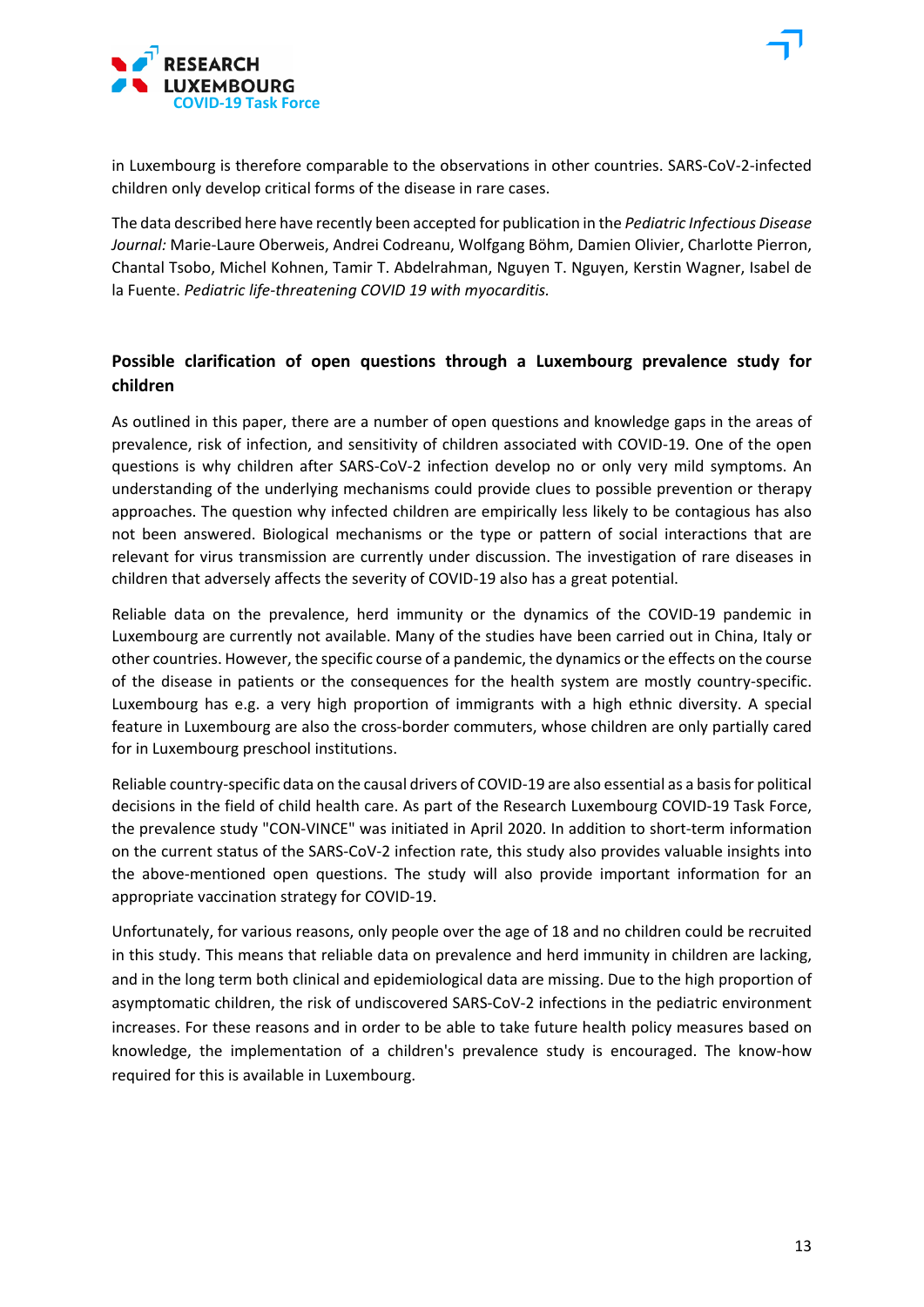in Luxembourg is therefore comparable to the observations in other countries. SARS-CoV-2-infected children only develop critical forms of the disease in rare cases.

The data described here have recently been accepted for publication in the *Pediatric Infectious Disease Journal:* Marie-Laure Oberweis, Andrei Codreanu, Wolfgang Böhm, Damien Olivier, Charlotte Pierron, Chantal Tsobo, Michel Kohnen, Tamir T. Abdelrahman, Nguyen T. Nguyen, Kerstin Wagner, Isabel de la Fuente. *Pediatric life-threatening COVID 19 with myocarditis.*

## Possible clarification of open questions through a Luxembourg prevalence study for children

As outlined in this paper, there are a number of open questions and knowledge gaps in the areas of prevalence, risk of infection, and sensitivity of children associated with COVID-19. One of the open questions is why children after SARS-CoV-2 infection develop no or only very mild symptoms. An understanding of the underlying mechanisms could provide clues to possible prevention or therapy approaches. The question why infected children are empirically less likely to be contagious has also not been answered. Biological mechanisms or the type or pattern of social interactions that are relevant for virus transmission are currently under discussion. The investigation of rare diseases in children that adversely affects the severity of COVID-19 also has a great potential.

Reliable data on the prevalence, herd immunity or the dynamics of the COVID-19 pandemic in Luxembourg are currently not available. Many of the studies have been carried out in China, Italy or other countries. However, the specific course of a pandemic, the dynamics or the effects on the course of the disease in patients or the consequences for the health system are mostly country-specific. Luxembourg has e.g. a very high proportion of immigrants with a high ethnic diversity. A special feature in Luxembourg are also the cross-border commuters, whose children are only partially cared for in Luxembourg preschool institutions.

Reliable country-specific data on the causal drivers of COVID-19 are also essential as a basis for political decisions in the field of child health care. As part of the Research Luxembourg COVID-19 Task Force, the prevalence study "CON-VINCE" was initiated in April 2020. In addition to short-term information on the current status of the SARS-CoV-2 infection rate, this study also provides valuable insights into the above-mentioned open questions. The study will also provide important information for an appropriate vaccination strategy for COVID-19.

Unfortunately, for various reasons, only people over the age of 18 and no children could be recruited in this study. This means that reliable data on prevalence and herd immunity in children are lacking, and in the long term both clinical and epidemiological data are missing. Due to the high proportion of asymptomatic children, the risk of undiscovered SARS-CoV-2 infections in the pediatric environment increases. For these reasons and in order to be able to take future health policy measures based on knowledge, the implementation of a children's prevalence study is encouraged. The know-how required for this is available in Luxembourg.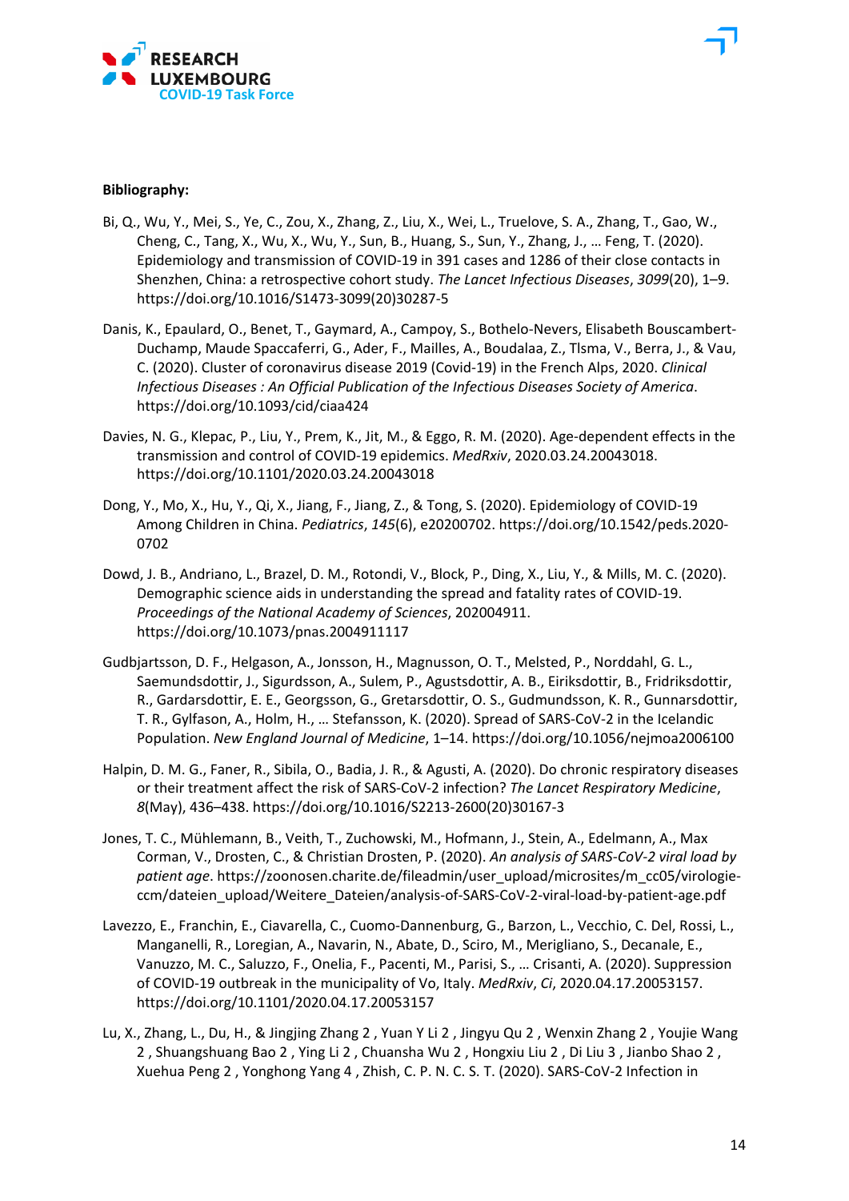**Bibliography:**

Bi, Q., Wu, Y., Mei, S., Ye, C., Zou, X., Zhang, Z., Liu, X., Wei, L., Truelove, S. A., Zhang, T., Gao, W., Cheng, C., Tang, X., Wu, X., Wu, Y., Sun, B., Huang, S., Sun, Y., Zhang, J., … Feng, T. (2020). Epidemiology and transmission of COVID-19 in 391 cases and 1286 of their close contacts in Shenzhen, China: a retrospective cohort study. *The Lancet Infectious Diseases*, *3099*(20), 1–9. https://doi.org/10.1016/S1473-3099(20)30287-5

Danis, K., Epaulard, O., Benet, T., Gaymard, A., Campoy, S., Bothelo-Nevers, Elisabeth Bouscambert-Duchamp, Maude Spaccaferri, G., Ader, F., Mailles, A., Boudalaa, Z., Tlsma, V., Berra, J., & Vau, C. (2020). Cluster of coronavirus disease 2019 (Covid-19) in the French Alps, 2020. *Clinical Infectious Diseases : An Official Publication of the Infectious Diseases Society of America*. https://doi.org/10.1093/cid/ciaa424

Davies, N. G., Klepac, P., Liu, Y., Prem, K., Jit, M., & Eggo, R. M. (2020). Age-dependent effects in the transmission and control of COVID-19 epidemics. *MedRxiv*, 2020.03.24.20043018. https://doi.org/10.1101/2020.03.24.20043018

Dong, Y., Mo, X., Hu, Y., Qi, X., Jiang, F., Jiang, Z., & Tong, S. (2020). Epidemiology of COVID-19 Among Children in China. *Pediatrics*, *145*(6), e20200702. https://doi.org/10.1542/peds.2020-0702

Dowd, J. B., Andriano, L., Brazel, D. M., Rotondi, V., Block, P., Ding, X., Liu, Y., & Mills, M. C. (2020). Demographic science aids in understanding the spread and fatality rates of COVID-19. *Proceedings of the National Academy of Sciences*, 202004911. https://doi.org/10.1073/pnas.2004911117

Gudbjartsson, D. F., Helgason, A., Jonsson, H., Magnusson, O. T., Melsted, P., Norddahl, G. L., Saemundsdottir, J., Sigurdsson, A., Sulem, P., Agustsdottir, A. B., Eiriksdottir, B., Fridriksdottir, R., Gardarsdottir, E. E., Georgsson, G., Gretarsdottir, O. S., Gudmundsson, K. R., Gunnarsdottir, T. R., Gylfason, A., Holm, H., … Stefansson, K. (2020). Spread of SARS-CoV-2 in the Icelandic Population. *New England Journal of Medicine*, 1–14. https://doi.org/10.1056/nejmoa2006100

Halpin, D. M. G., Faner, R., Sibila, O., Badia, J. R., & Agusti, A. (2020). Do chronic respiratory diseases or their treatment affect the risk of SARS-CoV-2 infection? *The Lancet Respiratory Medicine*, *8*(May), 436–438. https://doi.org/10.1016/S2213-2600(20)30167-3

Jones, T. C., Mühlemann, B., Veith, T., Zuchowski, M., Hofmann, J., Stein, A., Edelmann, A., Max Corman, V., Drosten, C., & Christian Drosten, P. (2020). *An analysis of SARS-CoV-2 viral load by patient age*. https://zoonosen.charite.de/fileadmin/user_upload/microsites/m_cc05/virologie-ccm/dateien_upload/Weitere_Dateien/analysis-of-SARS-CoV-2-viral-load-by-patient-age.pdf

Lavezzo, E., Franchin, E., Ciavarella, C., Cuomo-Dannenburg, G., Barzon, L., Vecchio, C. Del, Rossi, L., Manganelli, R., Loregian, A., Navarin, N., Abate, D., Sciro, M., Merigliano, S., Decanale, E., Vanuzzo, M. C., Saluzzo, F., Onelia, F., Pacenti, M., Parisi, S., … Crisanti, A. (2020). Suppression of COVID-19 outbreak in the municipality of Vo, Italy. *MedRxiv*, *Ci*, 2020.04.17.20053157. https://doi.org/10.1101/2020.04.17.20053157

Lu, X., Zhang, L., Du, H., & Jingjing Zhang 2 , Yuan Y Li 2 , Jingyu Qu 2 , Wenxin Zhang 2 , Youjie Wang 2 , Shuangshuang Bao 2 , Ying Li 2 , Chuansha Wu 2 , Hongxiu Liu 2 , Di Liu 3 , Jianbo Shao 2 , Xuehua Peng 2 , Yonghong Yang 4 , Zhish, C. P. N. C. S. T. (2020). SARS-CoV-2 Infection in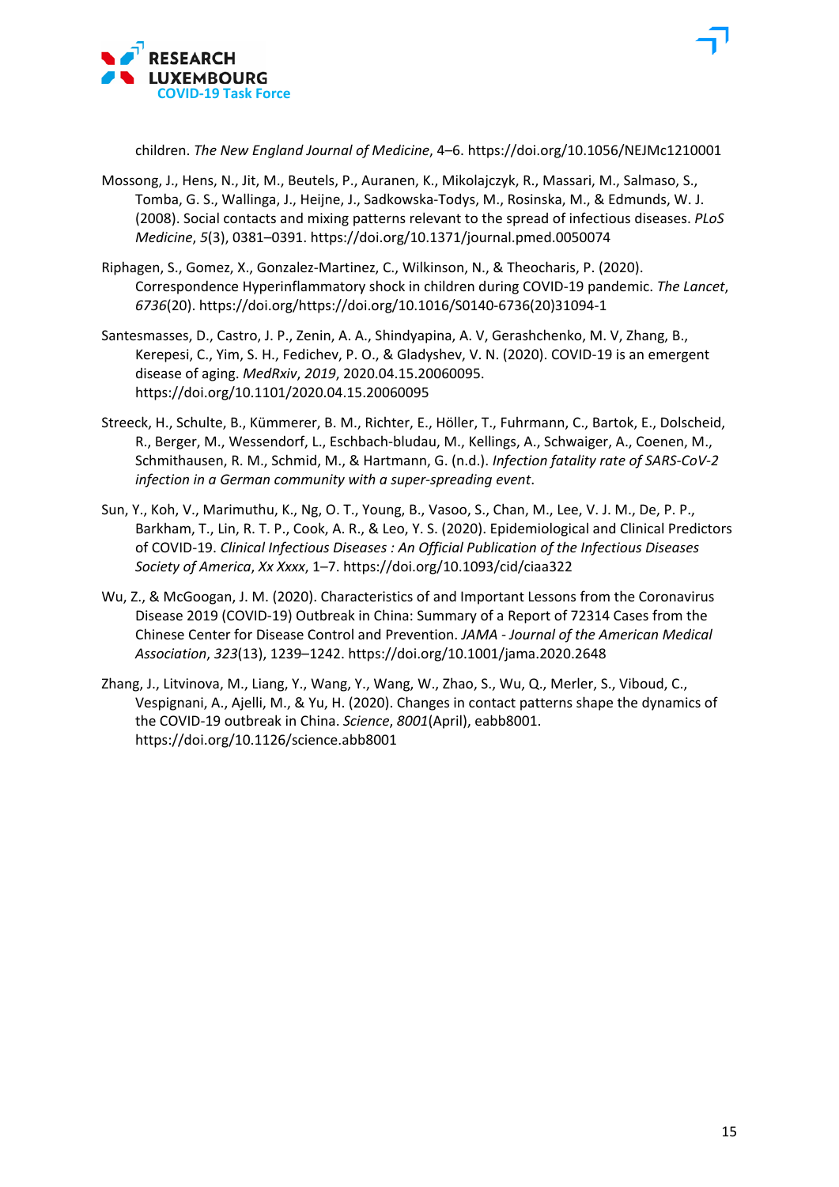children. *The New England Journal of Medicine*, 4–6. https://doi.org/10.1056/NEJMc1210001

Mossong, J., Hens, N., Jit, M., Beutels, P., Auranen, K., Mikolajczyk, R., Massari, M., Salmaso, S., Tomba, G. S., Wallinga, J., Heijne, J., Sadkowska-Todys, M., Rosinska, M., & Edmunds, W. J. (2008). Social contacts and mixing patterns relevant to the spread of infectious diseases. *PLoS Medicine*, *5*(3), 0381–0391. https://doi.org/10.1371/journal.pmed.0050074

Riphagen, S., Gomez, X., Gonzalez-Martinez, C., Wilkinson, N., & Theocharis, P. (2020). Correspondence Hyperinflammatory shock in children during COVID-19 pandemic. *The Lancet*, *6736*(20). https://doi.org/https://doi.org/10.1016/S0140-6736(20)31094-1

Santesmasses, D., Castro, J. P., Zenin, A. A., Shindyapina, A. V, Gerashchenko, M. V, Zhang, B., Kerepesi, C., Yim, S. H., Fedichev, P. O., & Gladyshev, V. N. (2020). COVID-19 is an emergent disease of aging. *MedRxiv*, *2019*, 2020.04.15.20060095. https://doi.org/10.1101/2020.04.15.20060095

Streeck, H., Schulte, B., Kümmerer, B. M., Richter, E., Höller, T., Fuhrmann, C., Bartok, E., Dolscheid, R., Berger, M., Wessendorf, L., Eschbach-bludau, M., Kellings, A., Schwaiger, A., Coenen, M., Schmithausen, R. M., Schmid, M., & Hartmann, G. (n.d.). *Infection fatality rate of SARS-CoV-2 infection in a German community with a super-spreading event*.

Sun, Y., Koh, V., Marimuthu, K., Ng, O. T., Young, B., Vasoo, S., Chan, M., Lee, V. J. M., De, P. P., Barkham, T., Lin, R. T. P., Cook, A. R., & Leo, Y. S. (2020). Epidemiological and Clinical Predictors of COVID-19. *Clinical Infectious Diseases : An Official Publication of the Infectious Diseases Society of America*, *Xx Xxxx*, 1–7. https://doi.org/10.1093/cid/ciaa322

Wu, Z., & McGoogan, J. M. (2020). Characteristics of and Important Lessons from the Coronavirus Disease 2019 (COVID-19) Outbreak in China: Summary of a Report of 72314 Cases from the Chinese Center for Disease Control and Prevention. *JAMA - Journal of the American Medical Association*, *323*(13), 1239–1242. https://doi.org/10.1001/jama.2020.2648

Zhang, J., Litvinova, M., Liang, Y., Wang, Y., Wang, W., Zhao, S., Wu, Q., Merler, S., Viboud, C., Vespignani, A., Ajelli, M., & Yu, H. (2020). Changes in contact patterns shape the dynamics of the COVID-19 outbreak in China. *Science*, *8001*(April), eabb8001. https://doi.org/10.1126/science.abb8001